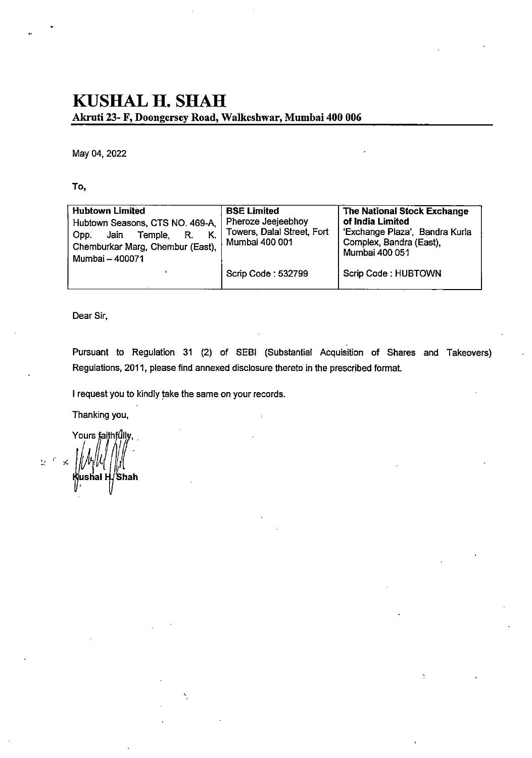# KUSHAL H. SHAH

**Akruti 23- F, Doongersey Road, Walkeshwar, Mumbai 400 006**

May 04, 2022

**To,**

| **Hubtown Limited**<br>Hubtown Seasons, CTS NO. 469-A, Opp. Jain Temple, R. K. Chemburkar Marg, Chembur (East), Mumbai – 400071 | **BSE Limited**<br>Pheroze Jeejeebhoy Towers, Dalal Street, Fort Mumbai 400 001 | **The National Stock Exchange of India Limited**<br>'Exchange Plaza', Bandra Kurla Complex, Bandra (East), Mumbai 400 051 |
|---|---|---|
| | Scrip Code : 532799 | Scrip Code : HUBTOWN |

Dear Sir,

Pursuant to Regulation 31 (2) of SEBI (Substantial Acquisition of Shares and Takeovers) Regulations, 2011, please find annexed disclosure thereto in the prescribed format.

I request you to kindly take the same on your records.

Thanking you,

Yours faithfully,

**Kushal H. Shah**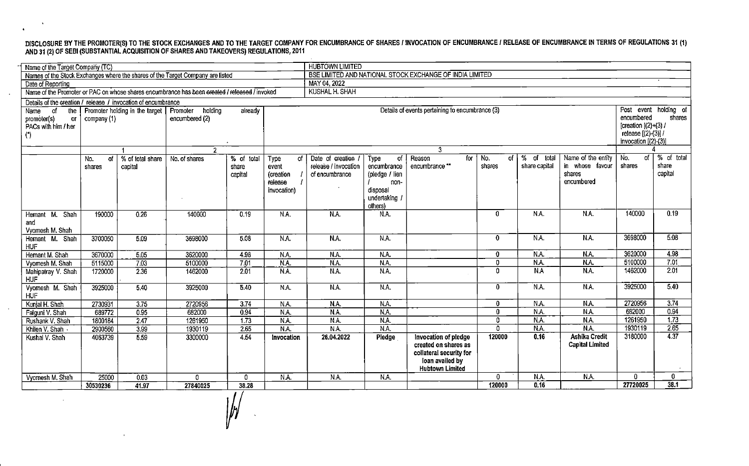**DISCLOSURE BY THE PROMOTER(S) TO THE STOCK EXCHANGES AND TO THE TARGET COMPANY FOR ENCUMBRANCE OF SHARES / INVOCATION OF ENCUMBRANCE / RELEASE OF ENCUMBRANCE IN TERMS OF REGULATIONS 31 (1) AND 31 (2) OF SEBI (SUBSTANTIAL ACQUISITION OF SHARES AND TAKEOVERS) REGULATIONS, 2011**

| | |
|---|---|
| Name of the Target Company (TC) | HUBTOWN LIMITED |
| Names of the Stock Exchanges where the shares of the Target Company are listed | BSE LIMITED AND NATIONAL STOCK EXCHANGE OF INDIA LIMITED |
| Date of Reporting | MAY 04, 2022 |
| Name of the Promoter or PAC on whose shares encumbrance has ~~been created~~ / ~~released~~ / invoked | KUSHAL H. SHAH |

Details of the ~~creation~~ / ~~release~~ / invocation of encumbrance

| Name of the promoter(s) or PACs with him / her (*) | Promoter holding in the target company (1) | | Promoter holding already encumbered (2) | | Details of events pertaining to encumbrance (3) | | | | | | | Post event holding of encumbered shares [creation [(2)+(3)] / release [(2)-(3)] / invocation [(2)-(3)]] | |
|---|---|---|---|---|---|---|---|---|---|---|---|---|---|
| | 1 | | 2 | | 3 | | | | | | | 4 | |
| | No. of shares | % of total share capital | No. of shares | % of total share capital | Type of event (~~creation~~ / ~~release~~ / invocation) | Date of ~~creation~~ / release / invocation of encumbrance | Type of encumbrance (pledge / lien / non-disposal undertaking / others) | Reason for encumbrance ** | No. of shares | % of total share capital | Name of the entity in whose favour shares encumbered | No. of shares | % of total share capital |
| Hemant M. Shah and Vyomesh M. Shah | 190000 | 0.26 | 140000 | 0.19 | N.A. | N.A. | N.A. | | 0 | N.A. | N.A. | 140000 | 0.19 |
| Hemant M. Shah HUF | 3700060 | 5.09 | 3698000 | 5.08 | N.A. | N.A. | N.A. | | 0 | N.A. | N.A. | 3698000 | 5.08 |
| Hemant M. Shah | 3670000 | 5.05 | 3620000 | 4.98 | N.A. | N.A. | N.A. | | 0 | N.A. | N.A. | 3620000 | 4.98 |
| Vyomesh M. Shah | 5115000 | 7.03 | 5100000 | 7.01 | N.A. | N.A. | N.A. | | 0 | N.A. | N.A. | 5100000 | 7.01 |
| Mahipatray V. Shah HUF | 1720000 | 2.36 | 1462000 | 2.01 | N.A. | N.A. | N.A. | | 0 | N.A | N.A. | 1462000 | 2.01 |
| Vyomesh M. Shah HUF | 3925000 | 5.40 | 3925000 | 5.40 | N.A. | N.A. | N.A. | | 0 | N.A. | N.A. | 3925000 | 5.40 |
| Kunjal H. Shah | 2730931 | 3.75 | 2720956 | 3.74 | N.A. | N.A. | N.A. | | 0 | N.A. | N.A. | 2720956 | 3.74 |
| Falguni V. Shah | 689772 | 0.95 | 682000 | 0.94 | N.A. | N.A. | N.A. | | 0 | N.A. | N.A. | 682000 | 0.94 |
| Rushank V. Shah | 1800184 | 2.47 | 1261950 | 1.73 | N.A. | N.A. | N.A. | | 0 | N.A. | N.A. | 1261950 | 1.73 |
| Khilen V. Shah | 2900560 | 3.99 | 1930119 | 2.65 | N.A. | N.A. | N.A. | | 0 | N.A. | N.A. | 1930119 | 2.65 |
| Kushal V. Shah | 4063739 | 5.59 | 3300000 | 4.54 | **Invocation** | **26.04.2022** | **Pledge** | **Invocation of pledge created on shares as collateral security for loan availed by Hubtown Limited** | **120000** | **0.16** | **Ashika Credit Capital Limited** | 3180000 | 4.37 |
| Vyomesh M. Shah | 25000 | 0.03 | 0 | 0 | N.A. | N.A. | N.A. | | 0 | N.A. | N.A. | 0 | 0 |
| | **30530236** | **41.97** | **27840025** | **38.28** | | | | | **120000** | **0.16** | | **27720025** | **38.1** |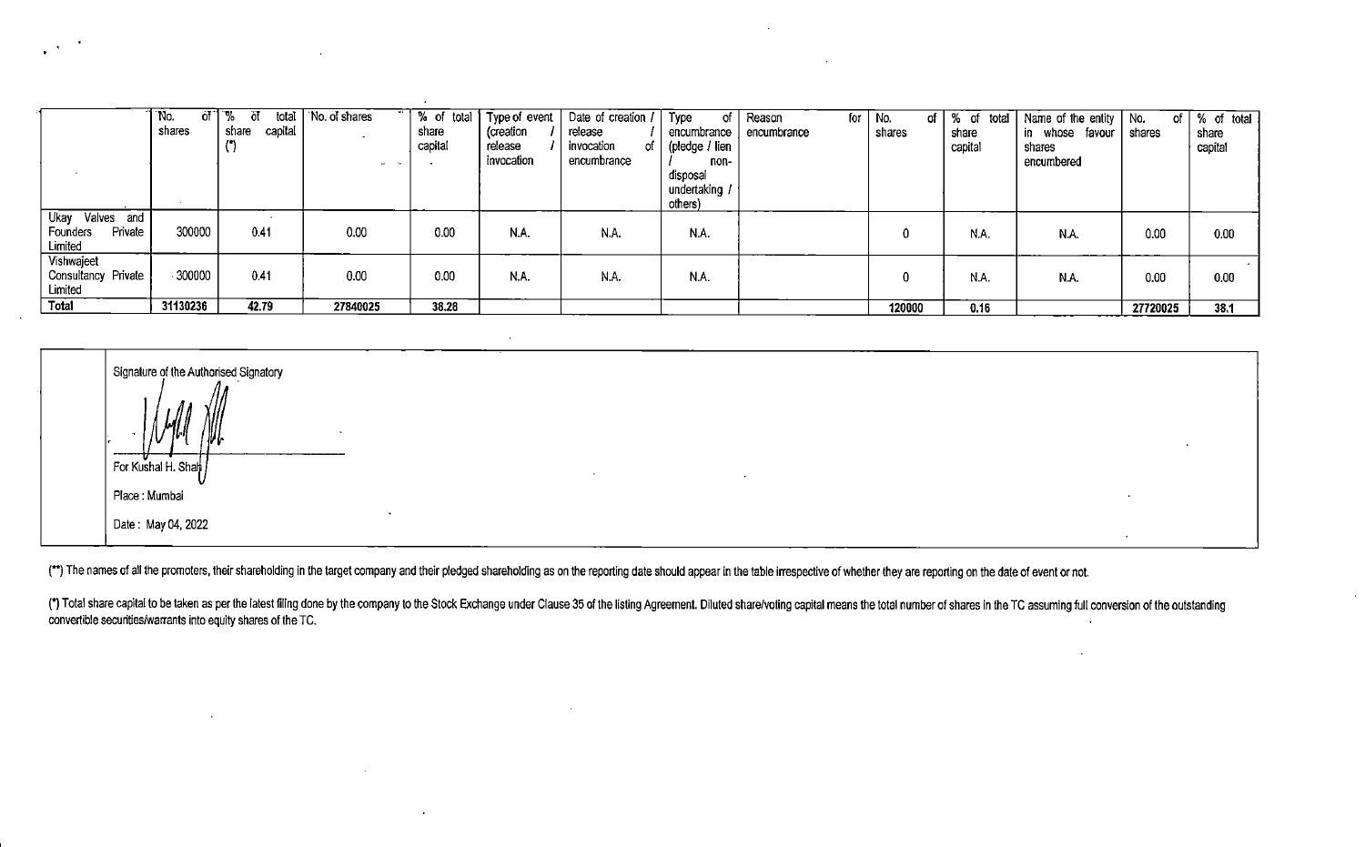| | No. of shares | % of total share capital (*) | No. of shares | % of total share capital | Type of event (creation / release / invocation | Date of creation / release / invocation of encumbrance | Type of encumbrance (pledge / lien / non-disposal undertaking / others) | Reason for encumbrance | No. of shares | % of total share capital | Name of the entity in whose favour shares encumbered | No. of shares | % of total share capital |
|---|---|---|---|---|---|---|---|---|---|---|---|---|---|
| Ukay Valves and Founders Private Limited | 300000 | 0.41 | 0.00 | 0.00 | N.A. | N.A. | N.A. | | 0 | N.A. | N.A. | 0.00 | 0.00 |
| Vishwajeet Consultancy Private Limited | 300000 | 0.41 | 0.00 | 0.00 | N.A. | N.A. | N.A. | | 0 | N.A. | N.A. | 0.00 | 0.00 |
| **Total** | **31130236** | **42.79** | **27840025** | **38.28** | | | | | **120000** | **0.16** | | **27720025** | **38.1** |

Signature of the Authorised Signatory

For Kushal H. Shah

Place : Mumbai

Date : May 04, 2022

(**) The names of all the promoters, their shareholding in the target company and their pledged shareholding as on the reporting date should appear in the table irrespective of whether they are reporting on the date of event or not.

(*) Total share capital to be taken as per the latest filing done by the company to the Stock Exchange under Clause 35 of the listing Agreement. Diluted share/voting capital means the total number of shares in the TC assuming full conversion of the outstanding convertible securities/warrants into equity shares of the TC.